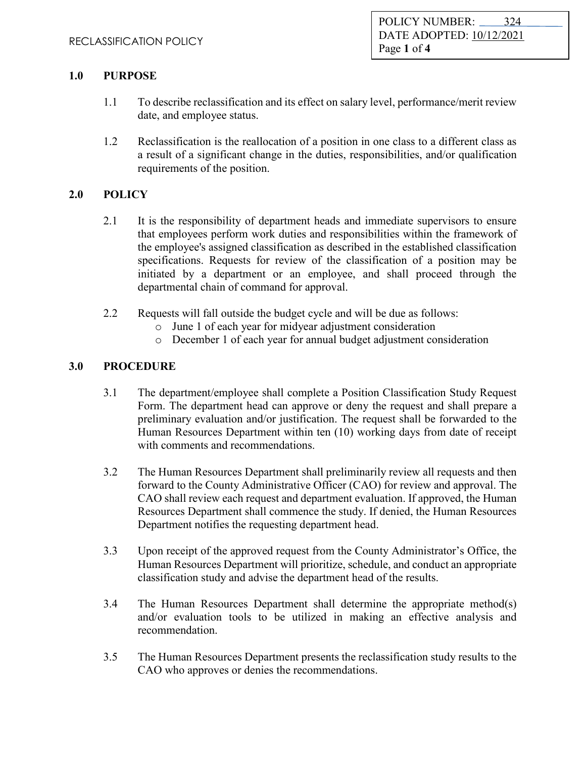RECLASSIFICATION POLICY

POLICY NUMBER: 324
DATE ADOPTED: 10/12/2021

## 1.0 PURPOSE

1.1 To describe reclassification and its effect on salary level, performance/merit review date, and employee status.

1.2 Reclassification is the reallocation of a position in one class to a different class as a result of a significant change in the duties, responsibilities, and/or qualification requirements of the position.

## 2.0 POLICY

2.1 It is the responsibility of department heads and immediate supervisors to ensure that employees perform work duties and responsibilities within the framework of the employee's assigned classification as described in the established classification specifications. Requests for review of the classification of a position may be initiated by a department or an employee, and shall proceed through the departmental chain of command for approval.

2.2 Requests will fall outside the budget cycle and will be due as follows:
- June 1 of each year for midyear adjustment consideration
- December 1 of each year for annual budget adjustment consideration

## 3.0 PROCEDURE

3.1 The department/employee shall complete a Position Classification Study Request Form. The department head can approve or deny the request and shall prepare a preliminary evaluation and/or justification. The request shall be forwarded to the Human Resources Department within ten (10) working days from date of receipt with comments and recommendations.

3.2 The Human Resources Department shall preliminarily review all requests and then forward to the County Administrative Officer (CAO) for review and approval. The CAO shall review each request and department evaluation. If approved, the Human Resources Department shall commence the study. If denied, the Human Resources Department notifies the requesting department head.

3.3 Upon receipt of the approved request from the County Administrator's Office, the Human Resources Department will prioritize, schedule, and conduct an appropriate classification study and advise the department head of the results.

3.4 The Human Resources Department shall determine the appropriate method(s) and/or evaluation tools to be utilized in making an effective analysis and recommendation.

3.5 The Human Resources Department presents the reclassification study results to the CAO who approves or denies the recommendations.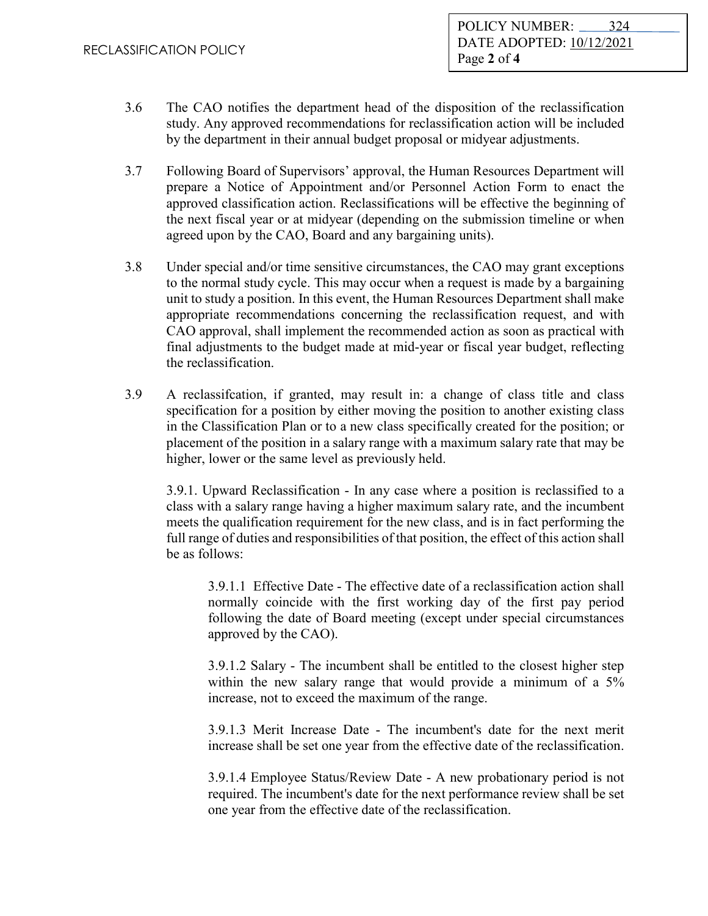3.6 The CAO notifies the department head of the disposition of the reclassification study. Any approved recommendations for reclassification action will be included by the department in their annual budget proposal or midyear adjustments.

3.7 Following Board of Supervisors' approval, the Human Resources Department will prepare a Notice of Appointment and/or Personnel Action Form to enact the approved classification action. Reclassifications will be effective the beginning of the next fiscal year or at midyear (depending on the submission timeline or when agreed upon by the CAO, Board and any bargaining units).

3.8 Under special and/or time sensitive circumstances, the CAO may grant exceptions to the normal study cycle. This may occur when a request is made by a bargaining unit to study a position. In this event, the Human Resources Department shall make appropriate recommendations concerning the reclassification request, and with CAO approval, shall implement the recommended action as soon as practical with final adjustments to the budget made at mid-year or fiscal year budget, reflecting the reclassification.

3.9 A reclassifcation, if granted, may result in: a change of class title and class specification for a position by either moving the position to another existing class in the Classification Plan or to a new class specifically created for the position; or placement of the position in a salary range with a maximum salary rate that may be higher, lower or the same level as previously held.

3.9.1. Upward Reclassification - In any case where a position is reclassified to a class with a salary range having a higher maximum salary rate, and the incumbent meets the qualification requirement for the new class, and is in fact performing the full range of duties and responsibilities of that position, the effect of this action shall be as follows:

3.9.1.1 Effective Date - The effective date of a reclassification action shall normally coincide with the first working day of the first pay period following the date of Board meeting (except under special circumstances approved by the CAO).

3.9.1.2 Salary - The incumbent shall be entitled to the closest higher step within the new salary range that would provide a minimum of a 5% increase, not to exceed the maximum of the range.

3.9.1.3 Merit Increase Date - The incumbent's date for the next merit increase shall be set one year from the effective date of the reclassification.

3.9.1.4 Employee Status/Review Date - A new probationary period is not required. The incumbent's date for the next performance review shall be set one year from the effective date of the reclassification.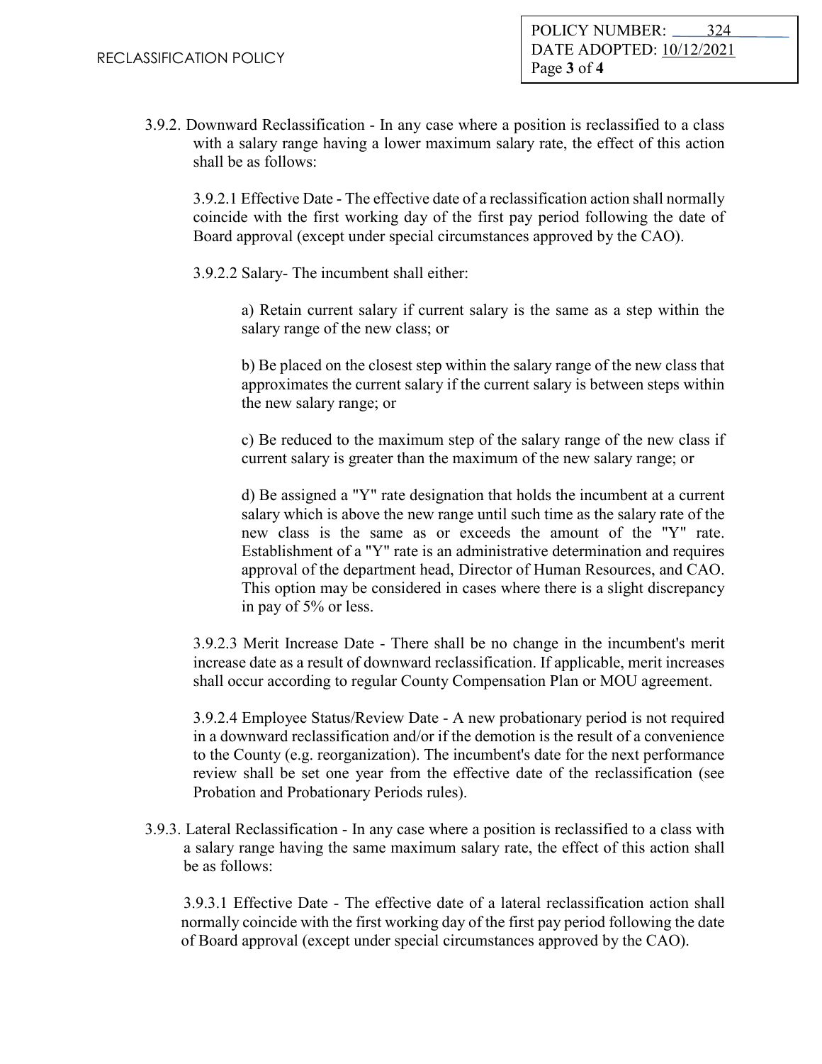3.9.2. Downward Reclassification - In any case where a position is reclassified to a class with a salary range having a lower maximum salary rate, the effect of this action shall be as follows:

3.9.2.1 Effective Date - The effective date of a reclassification action shall normally coincide with the first working day of the first pay period following the date of Board approval (except under special circumstances approved by the CAO).

3.9.2.2 Salary- The incumbent shall either:

a) Retain current salary if current salary is the same as a step within the salary range of the new class; or

b) Be placed on the closest step within the salary range of the new class that approximates the current salary if the current salary is between steps within the new salary range; or

c) Be reduced to the maximum step of the salary range of the new class if current salary is greater than the maximum of the new salary range; or

d) Be assigned a "Y" rate designation that holds the incumbent at a current salary which is above the new range until such time as the salary rate of the new class is the same as or exceeds the amount of the "Y" rate. Establishment of a "Y" rate is an administrative determination and requires approval of the department head, Director of Human Resources, and CAO. This option may be considered in cases where there is a slight discrepancy in pay of 5% or less.

3.9.2.3 Merit Increase Date - There shall be no change in the incumbent's merit increase date as a result of downward reclassification. If applicable, merit increases shall occur according to regular County Compensation Plan or MOU agreement.

3.9.2.4 Employee Status/Review Date - A new probationary period is not required in a downward reclassification and/or if the demotion is the result of a convenience to the County (e.g. reorganization). The incumbent's date for the next performance review shall be set one year from the effective date of the reclassification (see Probation and Probationary Periods rules).

3.9.3. Lateral Reclassification - In any case where a position is reclassified to a class with a salary range having the same maximum salary rate, the effect of this action shall be as follows:

3.9.3.1 Effective Date - The effective date of a lateral reclassification action shall normally coincide with the first working day of the first pay period following the date of Board approval (except under special circumstances approved by the CAO).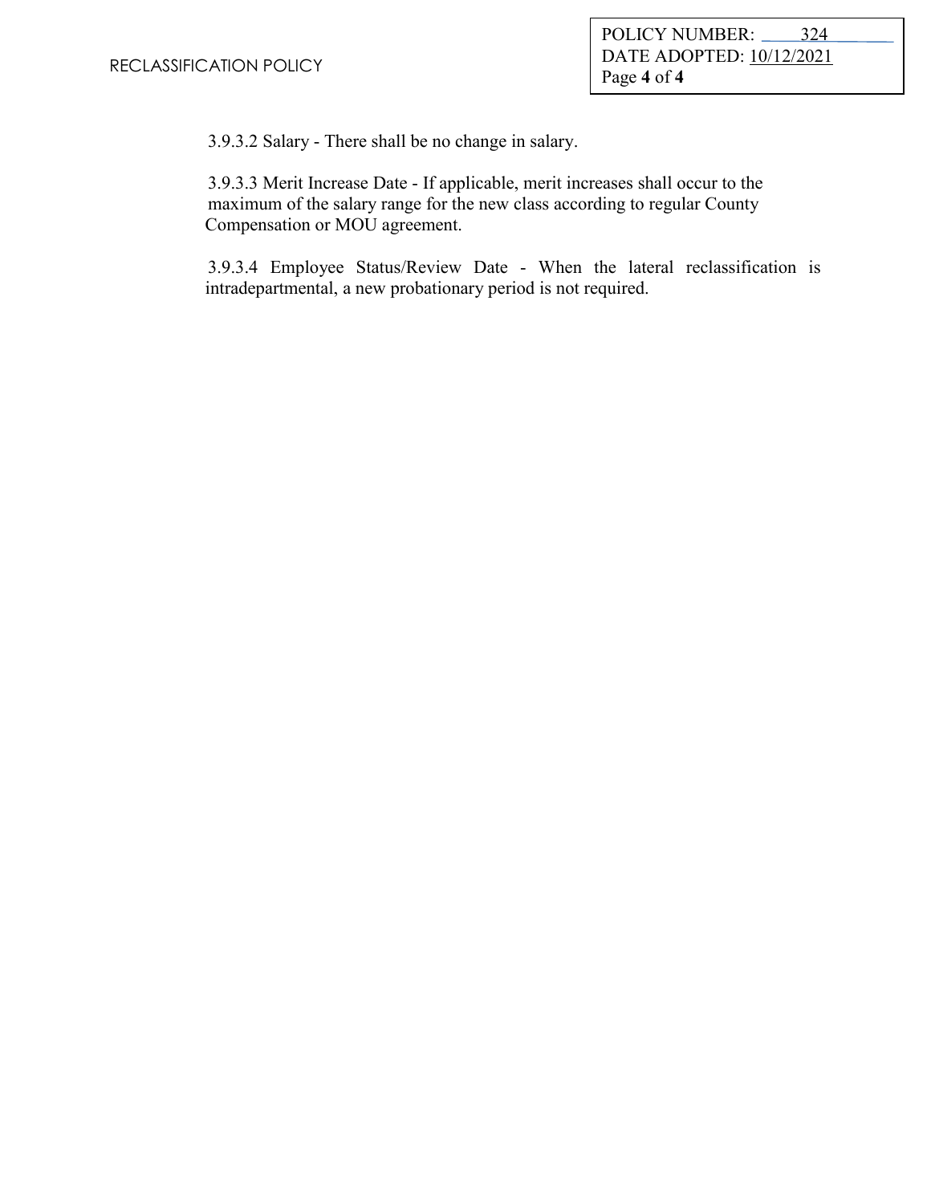3.9.3.2 Salary - There shall be no change in salary.

3.9.3.3 Merit Increase Date - If applicable, merit increases shall occur to the maximum of the salary range for the new class according to regular County Compensation or MOU agreement.

3.9.3.4 Employee Status/Review Date - When the lateral reclassification is intradepartmental, a new probationary period is not required.